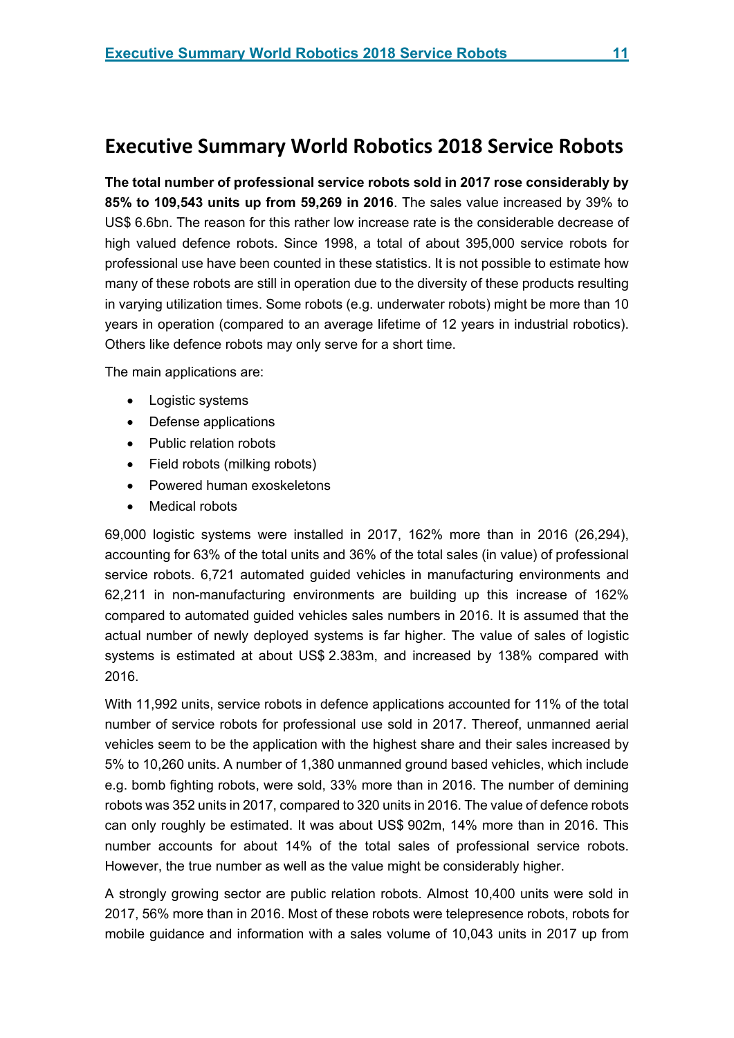# Executive Summary World Robotics 2018 Service Robots

**The total number of professional service robots sold in 2017 rose considerably by 85% to 109,543 units up from 59,269 in 2016**. The sales value increased by 39% to US$ 6.6bn. The reason for this rather low increase rate is the considerable decrease of high valued defence robots. Since 1998, a total of about 395,000 service robots for professional use have been counted in these statistics. It is not possible to estimate how many of these robots are still in operation due to the diversity of these products resulting in varying utilization times. Some robots (e.g. underwater robots) might be more than 10 years in operation (compared to an average lifetime of 12 years in industrial robotics). Others like defence robots may only serve for a short time.

The main applications are:

- Logistic systems
- Defense applications
- Public relation robots
- Field robots (milking robots)
- Powered human exoskeletons
- Medical robots

69,000 logistic systems were installed in 2017, 162% more than in 2016 (26,294), accounting for 63% of the total units and 36% of the total sales (in value) of professional service robots. 6,721 automated guided vehicles in manufacturing environments and 62,211 in non-manufacturing environments are building up this increase of 162% compared to automated guided vehicles sales numbers in 2016. It is assumed that the actual number of newly deployed systems is far higher. The value of sales of logistic systems is estimated at about US$ 2.383m, and increased by 138% compared with 2016.

With 11,992 units, service robots in defence applications accounted for 11% of the total number of service robots for professional use sold in 2017. Thereof, unmanned aerial vehicles seem to be the application with the highest share and their sales increased by 5% to 10,260 units. A number of 1,380 unmanned ground based vehicles, which include e.g. bomb fighting robots, were sold, 33% more than in 2016. The number of demining robots was 352 units in 2017, compared to 320 units in 2016. The value of defence robots can only roughly be estimated. It was about US$ 902m, 14% more than in 2016. This number accounts for about 14% of the total sales of professional service robots. However, the true number as well as the value might be considerably higher.

A strongly growing sector are public relation robots. Almost 10,400 units were sold in 2017, 56% more than in 2016. Most of these robots were telepresence robots, robots for mobile guidance and information with a sales volume of 10,043 units in 2017 up from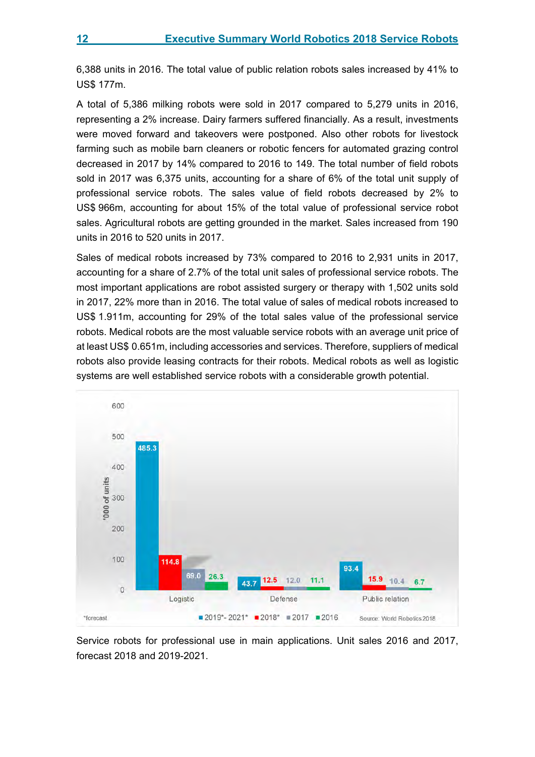6,388 units in 2016. The total value of public relation robots sales increased by 41% to US$ 177m.

A total of 5,386 milking robots were sold in 2017 compared to 5,279 units in 2016, representing a 2% increase. Dairy farmers suffered financially. As a result, investments were moved forward and takeovers were postponed. Also other robots for livestock farming such as mobile barn cleaners or robotic fencers for automated grazing control decreased in 2017 by 14% compared to 2016 to 149. The total number of field robots sold in 2017 was 6,375 units, accounting for a share of 6% of the total unit supply of professional service robots. The sales value of field robots decreased by 2% to US$ 966m, accounting for about 15% of the total value of professional service robot sales. Agricultural robots are getting grounded in the market. Sales increased from 190 units in 2016 to 520 units in 2017.

Sales of medical robots increased by 73% compared to 2016 to 2,931 units in 2017, accounting for a share of 2.7% of the total unit sales of professional service robots. The most important applications are robot assisted surgery or therapy with 1,502 units sold in 2017, 22% more than in 2016. The total value of sales of medical robots increased to US$ 1.911m, accounting for 29% of the total sales value of the professional service robots. Medical robots are the most valuable service robots with an average unit price of at least US$ 0.651m, including accessories and services. Therefore, suppliers of medical robots also provide leasing contracts for their robots. Medical robots as well as logistic systems are well established service robots with a considerable growth potential.

| '000 of units | 2019*-2021* | 2018* | 2017 | 2016 |
|---|---|---|---|---|
| Logistic | 485.3 | 114.8 | 69.0 | 26.3 |
| Defense | 43.7 | 12.5 | 12.0 | 11.1 |
| Public relation | 93.4 | 15.9 | 10.4 | 6.7 |

*forecast

Source: World Robotics 2018

Service robots for professional use in main applications. Unit sales 2016 and 2017, forecast 2018 and 2019-2021.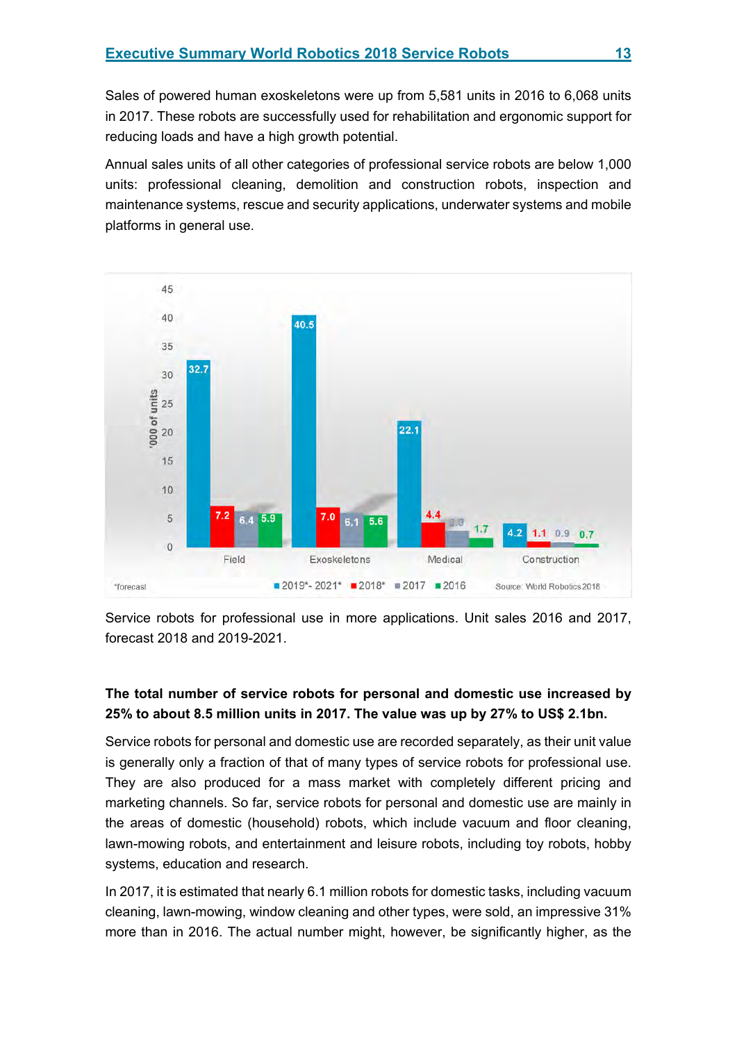Sales of powered human exoskeletons were up from 5,581 units in 2016 to 6,068 units in 2017. These robots are successfully used for rehabilitation and ergonomic support for reducing loads and have a high growth potential.

Annual sales units of all other categories of professional service robots are below 1,000 units: professional cleaning, demolition and construction robots, inspection and maintenance systems, rescue and security applications, underwater systems and mobile platforms in general use.

| '000 of units | 2019*- 2021* | 2018* | 2017 | 2016 |
|---|---|---|---|---|
| Field | 32.7 | 7.2 | 6.4 | 5.9 |
| Exoskeletons | 40.5 | 7.0 | 6.1 | 5.6 |
| Medical | 22.1 | 4.4 | 2.9 | 1.7 |
| Construction | 4.2 | 1.1 | 0.9 | 0.7 |

*forecast — Source: World Robotics 2018

Service robots for professional use in more applications. Unit sales 2016 and 2017, forecast 2018 and 2019-2021.

**The total number of service robots for personal and domestic use increased by 25% to about 8.5 million units in 2017. The value was up by 27% to US$ 2.1bn.**

Service robots for personal and domestic use are recorded separately, as their unit value is generally only a fraction of that of many types of service robots for professional use. They are also produced for a mass market with completely different pricing and marketing channels. So far, service robots for personal and domestic use are mainly in the areas of domestic (household) robots, which include vacuum and floor cleaning, lawn-mowing robots, and entertainment and leisure robots, including toy robots, hobby systems, education and research.

In 2017, it is estimated that nearly 6.1 million robots for domestic tasks, including vacuum cleaning, lawn-mowing, window cleaning and other types, were sold, an impressive 31% more than in 2016. The actual number might, however, be significantly higher, as the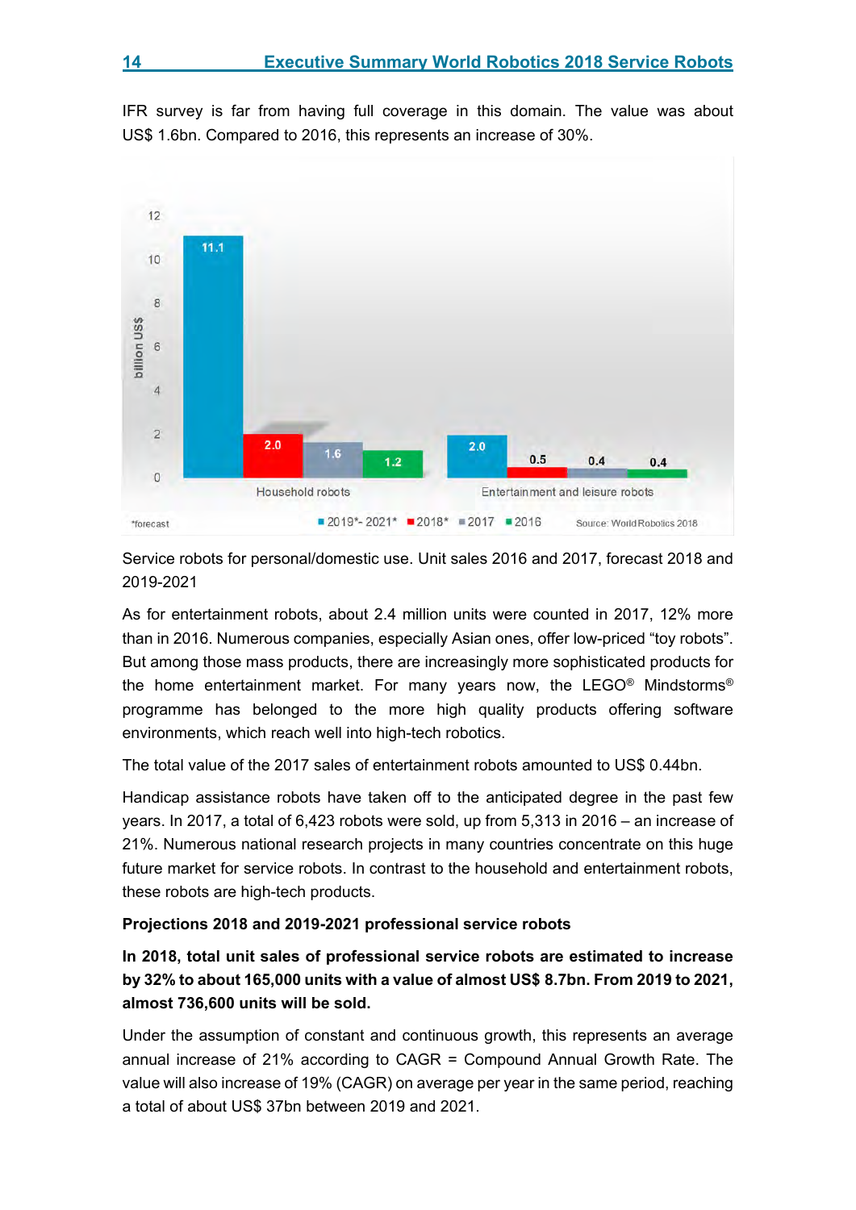IFR survey is far from having full coverage in this domain. The value was about US$ 1.6bn. Compared to 2016, this represents an increase of 30%.

Service robots for personal/domestic use. Unit sales 2016 and 2017, forecast 2018 and 2019-2021

As for entertainment robots, about 2.4 million units were counted in 2017, 12% more than in 2016. Numerous companies, especially Asian ones, offer low-priced "toy robots". But among those mass products, there are increasingly more sophisticated products for the home entertainment market. For many years now, the LEGO® Mindstorms® programme has belonged to the more high quality products offering software environments, which reach well into high-tech robotics.

The total value of the 2017 sales of entertainment robots amounted to US$ 0.44bn.

Handicap assistance robots have taken off to the anticipated degree in the past few years. In 2017, a total of 6,423 robots were sold, up from 5,313 in 2016 – an increase of 21%. Numerous national research projects in many countries concentrate on this huge future market for service robots. In contrast to the household and entertainment robots, these robots are high-tech products.

**Projections 2018 and 2019-2021 professional service robots**

**In 2018, total unit sales of professional service robots are estimated to increase by 32% to about 165,000 units with a value of almost US$ 8.7bn. From 2019 to 2021, almost 736,600 units will be sold.**

Under the assumption of constant and continuous growth, this represents an average annual increase of 21% according to CAGR = Compound Annual Growth Rate. The value will also increase of 19% (CAGR) on average per year in the same period, reaching a total of about US$ 37bn between 2019 and 2021.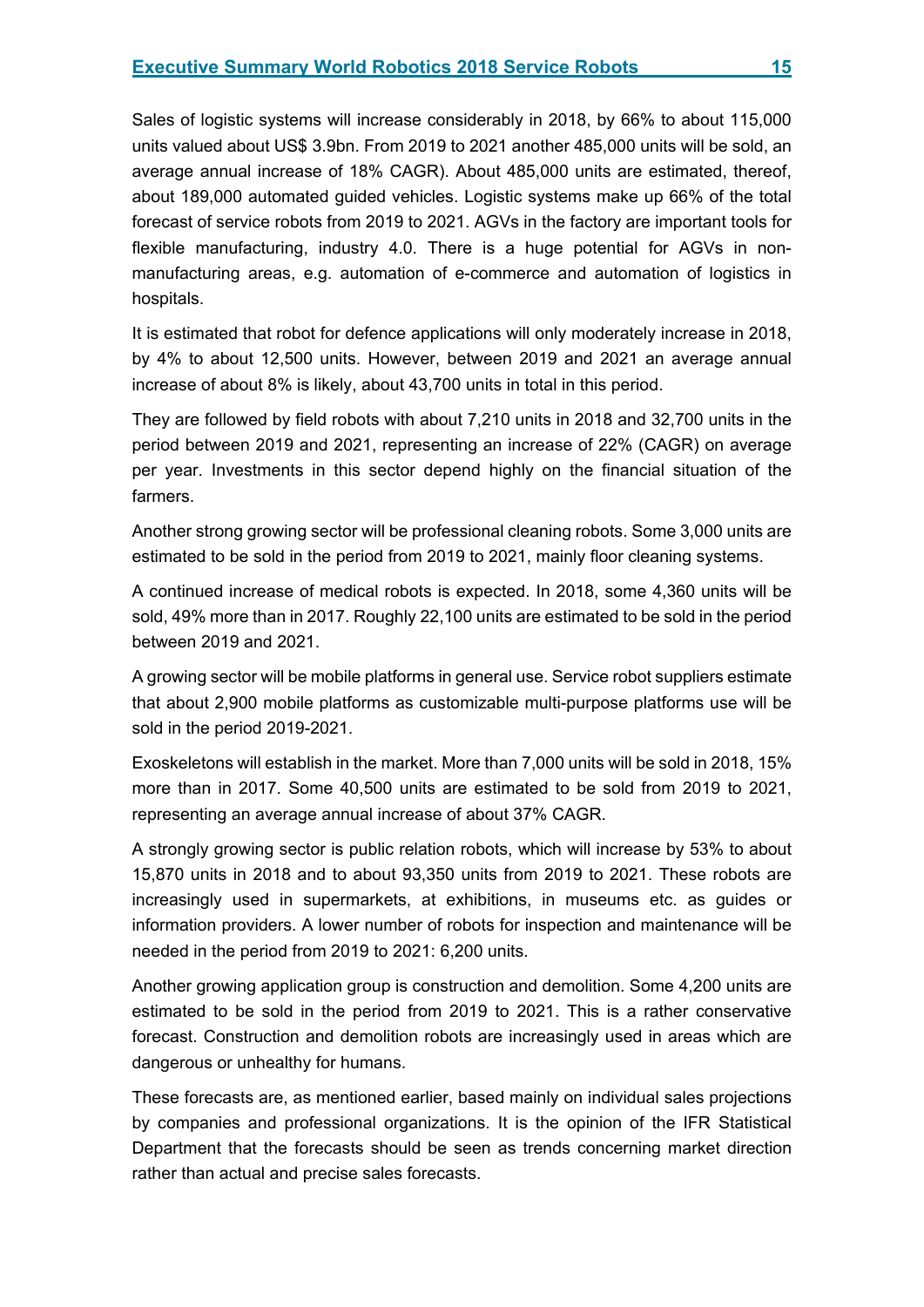Sales of logistic systems will increase considerably in 2018, by 66% to about 115,000 units valued about US$ 3.9bn. From 2019 to 2021 another 485,000 units will be sold, an average annual increase of 18% CAGR). About 485,000 units are estimated, thereof, about 189,000 automated guided vehicles. Logistic systems make up 66% of the total forecast of service robots from 2019 to 2021. AGVs in the factory are important tools for flexible manufacturing, industry 4.0. There is a huge potential for AGVs in non-manufacturing areas, e.g. automation of e-commerce and automation of logistics in hospitals.

It is estimated that robot for defence applications will only moderately increase in 2018, by 4% to about 12,500 units. However, between 2019 and 2021 an average annual increase of about 8% is likely, about 43,700 units in total in this period.

They are followed by field robots with about 7,210 units in 2018 and 32,700 units in the period between 2019 and 2021, representing an increase of 22% (CAGR) on average per year. Investments in this sector depend highly on the financial situation of the farmers.

Another strong growing sector will be professional cleaning robots. Some 3,000 units are estimated to be sold in the period from 2019 to 2021, mainly floor cleaning systems.

A continued increase of medical robots is expected. In 2018, some 4,360 units will be sold, 49% more than in 2017. Roughly 22,100 units are estimated to be sold in the period between 2019 and 2021.

A growing sector will be mobile platforms in general use. Service robot suppliers estimate that about 2,900 mobile platforms as customizable multi-purpose platforms use will be sold in the period 2019-2021.

Exoskeletons will establish in the market. More than 7,000 units will be sold in 2018, 15% more than in 2017. Some 40,500 units are estimated to be sold from 2019 to 2021, representing an average annual increase of about 37% CAGR.

A strongly growing sector is public relation robots, which will increase by 53% to about 15,870 units in 2018 and to about 93,350 units from 2019 to 2021. These robots are increasingly used in supermarkets, at exhibitions, in museums etc. as guides or information providers. A lower number of robots for inspection and maintenance will be needed in the period from 2019 to 2021: 6,200 units.

Another growing application group is construction and demolition. Some 4,200 units are estimated to be sold in the period from 2019 to 2021. This is a rather conservative forecast. Construction and demolition robots are increasingly used in areas which are dangerous or unhealthy for humans.

These forecasts are, as mentioned earlier, based mainly on individual sales projections by companies and professional organizations. It is the opinion of the IFR Statistical Department that the forecasts should be seen as trends concerning market direction rather than actual and precise sales forecasts.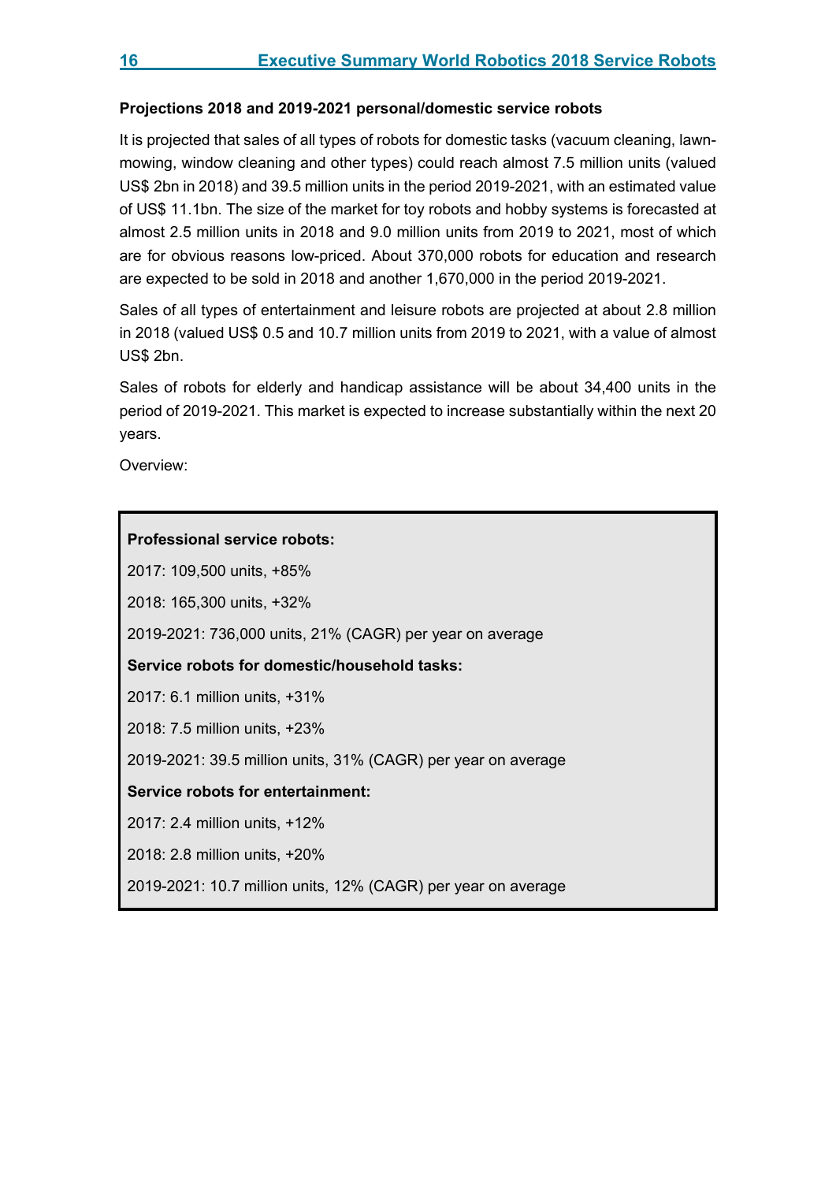**Projections 2018 and 2019-2021 personal/domestic service robots**

It is projected that sales of all types of robots for domestic tasks (vacuum cleaning, lawn-mowing, window cleaning and other types) could reach almost 7.5 million units (valued US$ 2bn in 2018) and 39.5 million units in the period 2019-2021, with an estimated value of US$ 11.1bn. The size of the market for toy robots and hobby systems is forecasted at almost 2.5 million units in 2018 and 9.0 million units from 2019 to 2021, most of which are for obvious reasons low-priced. About 370,000 robots for education and research are expected to be sold in 2018 and another 1,670,000 in the period 2019-2021.

Sales of all types of entertainment and leisure robots are projected at about 2.8 million in 2018 (valued US$ 0.5 and 10.7 million units from 2019 to 2021, with a value of almost US$ 2bn.

Sales of robots for elderly and handicap assistance will be about 34,400 units in the period of 2019-2021. This market is expected to increase substantially within the next 20 years.

Overview:

**Professional service robots:**

2017: 109,500 units, +85%

2018: 165,300 units, +32%

2019-2021: 736,000 units, 21% (CAGR) per year on average

**Service robots for domestic/household tasks:**

2017: 6.1 million units, +31%

2018: 7.5 million units, +23%

2019-2021: 39.5 million units, 31% (CAGR) per year on average

**Service robots for entertainment:**

2017: 2.4 million units, +12%

2018: 2.8 million units, +20%

2019-2021: 10.7 million units, 12% (CAGR) per year on average